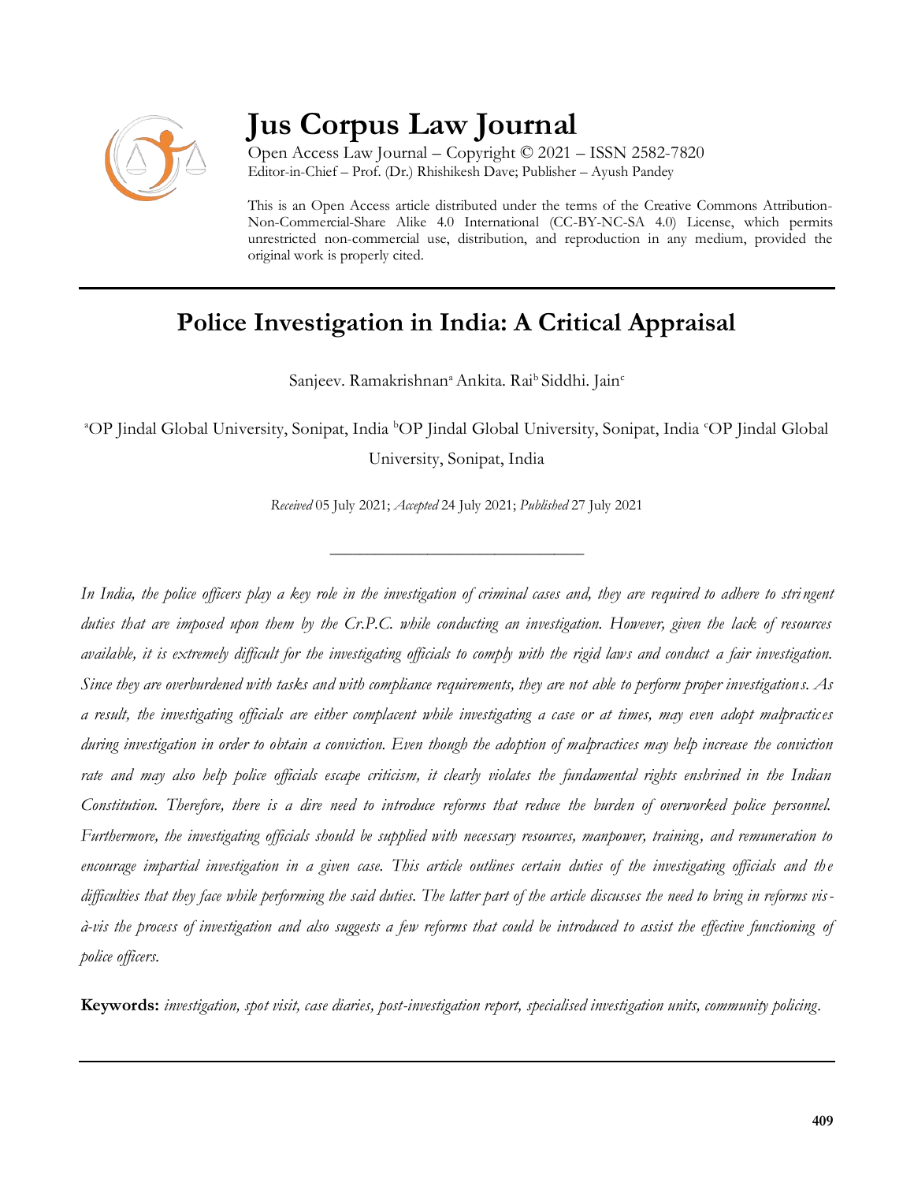# Jus Corpus Law Journal

Open Access Law Journal – Copyright © 2021 – ISSN 2582-7820
Editor-in-Chief – Prof. (Dr.) Rhishikesh Dave; Publisher – Ayush Pandey

This is an Open Access article distributed under the terms of the Creative Commons Attribution-Non-Commercial-Share Alike 4.0 International (CC-BY-NC-SA 4.0) License, which permits unrestricted non-commercial use, distribution, and reproduction in any medium, provided the original work is properly cited.

## Police Investigation in India: A Critical Appraisal

Sanjeev. Ramakrishnan[a] Ankita. Rai[b] Siddhi. Jain[c]

[a]OP Jindal Global University, Sonipat, India [b]OP Jindal Global University, Sonipat, India [c]OP Jindal Global University, Sonipat, India

*Received* 05 July 2021; *Accepted* 24 July 2021; *Published* 27 July 2021

---

*In India, the police officers play a key role in the investigation of criminal cases and, they are required to adhere to stringent duties that are imposed upon them by the Cr.P.C. while conducting an investigation. However, given the lack of resources available, it is extremely difficult for the investigating officials to comply with the rigid laws and conduct a fair investigation. Since they are overburdened with tasks and with compliance requirements, they are not able to perform proper investigations. As a result, the investigating officials are either complacent while investigating a case or at times, may even adopt malpractices during investigation in order to obtain a conviction. Even though the adoption of malpractices may help increase the conviction rate and may also help police officials escape criticism, it clearly violates the fundamental rights enshrined in the Indian Constitution. Therefore, there is a dire need to introduce reforms that reduce the burden of overworked police personnel. Furthermore, the investigating officials should be supplied with necessary resources, manpower, training, and remuneration to encourage impartial investigation in a given case. This article outlines certain duties of the investigating officials and the difficulties that they face while performing the said duties. The latter part of the article discusses the need to bring in reforms vis-à-vis the process of investigation and also suggests a few reforms that could be introduced to assist the effective functioning of police officers.*

**Keywords:** *investigation, spot visit, case diaries, post-investigation report, specialised investigation units, community policing.*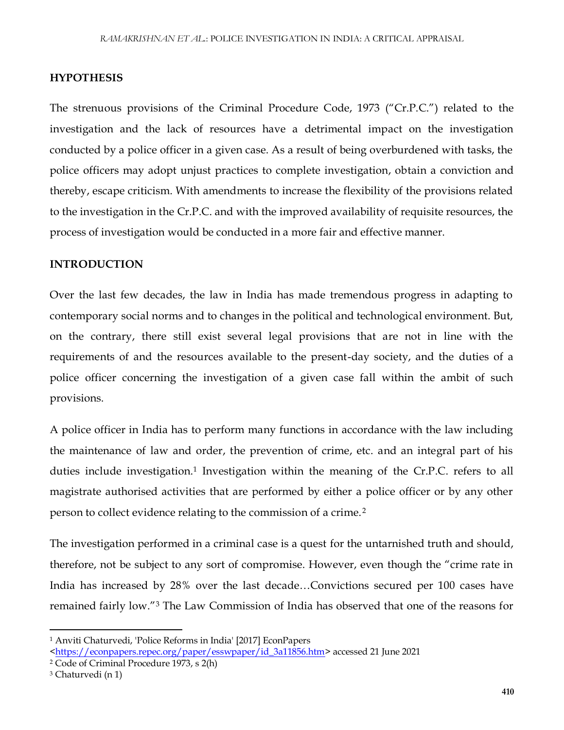## HYPOTHESIS

The strenuous provisions of the Criminal Procedure Code, 1973 ("Cr.P.C.") related to the investigation and the lack of resources have a detrimental impact on the investigation conducted by a police officer in a given case. As a result of being overburdened with tasks, the police officers may adopt unjust practices to complete investigation, obtain a conviction and thereby, escape criticism. With amendments to increase the flexibility of the provisions related to the investigation in the Cr.P.C. and with the improved availability of requisite resources, the process of investigation would be conducted in a more fair and effective manner.

## INTRODUCTION

Over the last few decades, the law in India has made tremendous progress in adapting to contemporary social norms and to changes in the political and technological environment. But, on the contrary, there still exist several legal provisions that are not in line with the requirements of and the resources available to the present-day society, and the duties of a police officer concerning the investigation of a given case fall within the ambit of such provisions.

A police officer in India has to perform many functions in accordance with the law including the maintenance of law and order, the prevention of crime, etc. and an integral part of his duties include investigation.[1] Investigation within the meaning of the Cr.P.C. refers to all magistrate authorised activities that are performed by either a police officer or by any other person to collect evidence relating to the commission of a crime.[2]

The investigation performed in a criminal case is a quest for the untarnished truth and should, therefore, not be subject to any sort of compromise. However, even though the "crime rate in India has increased by 28% over the last decade…Convictions secured per 100 cases have remained fairly low."[3] The Law Commission of India has observed that one of the reasons for

---

[1] Anviti Chaturvedi, 'Police Reforms in India' [2017] EconPapers <https://econpapers.repec.org/paper/esswpaper/id_3a11856.htm> accessed 21 June 2021

[2] Code of Criminal Procedure 1973, s 2(h)

[3] Chaturvedi (n 1)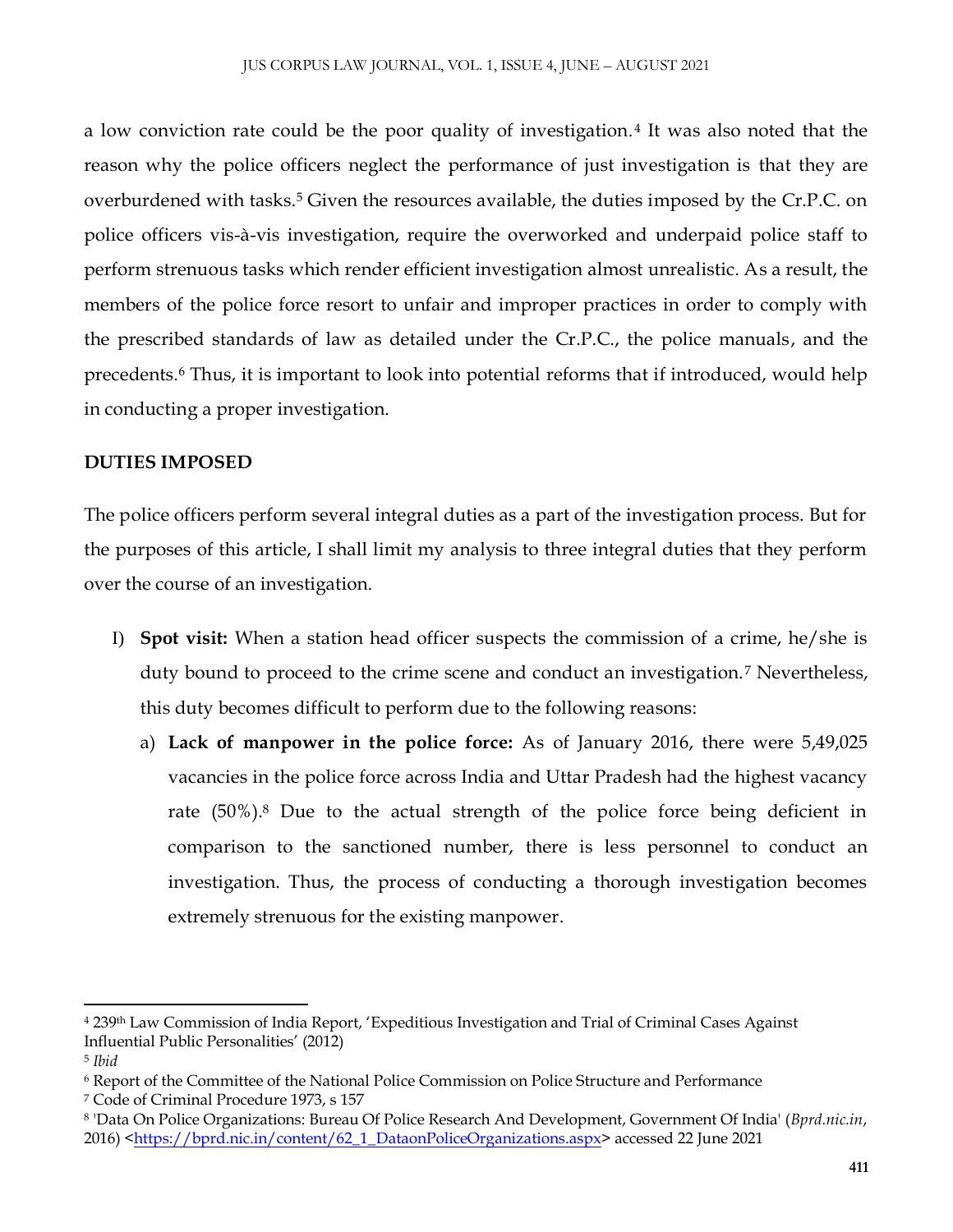a low conviction rate could be the poor quality of investigation.[4] It was also noted that the reason why the police officers neglect the performance of just investigation is that they are overburdened with tasks.[5] Given the resources available, the duties imposed by the Cr.P.C. on police officers vis-à-vis investigation, require the overworked and underpaid police staff to perform strenuous tasks which render efficient investigation almost unrealistic. As a result, the members of the police force resort to unfair and improper practices in order to comply with the prescribed standards of law as detailed under the Cr.P.C., the police manuals, and the precedents.[6] Thus, it is important to look into potential reforms that if introduced, would help in conducting a proper investigation.

**DUTIES IMPOSED**

The police officers perform several integral duties as a part of the investigation process. But for the purposes of this article, I shall limit my analysis to three integral duties that they perform over the course of an investigation.

I) **Spot visit:** When a station head officer suspects the commission of a crime, he/she is duty bound to proceed to the crime scene and conduct an investigation.[7] Nevertheless, this duty becomes difficult to perform due to the following reasons:

   a) **Lack of manpower in the police force:** As of January 2016, there were 5,49,025 vacancies in the police force across India and Uttar Pradesh had the highest vacancy rate (50%).[8] Due to the actual strength of the police force being deficient in comparison to the sanctioned number, there is less personnel to conduct an investigation. Thus, the process of conducting a thorough investigation becomes extremely strenuous for the existing manpower.

---

[4] 239th Law Commission of India Report, 'Expeditious Investigation and Trial of Criminal Cases Against Influential Public Personalities' (2012)

[5] *Ibid*

[6] Report of the Committee of the National Police Commission on Police Structure and Performance

[7] Code of Criminal Procedure 1973, s 157

[8] 'Data On Police Organizations: Bureau Of Police Research And Development, Government Of India' (*Bprd.nic.in*, 2016) <https://bprd.nic.in/content/62_1_DataonPoliceOrganizations.aspx> accessed 22 June 2021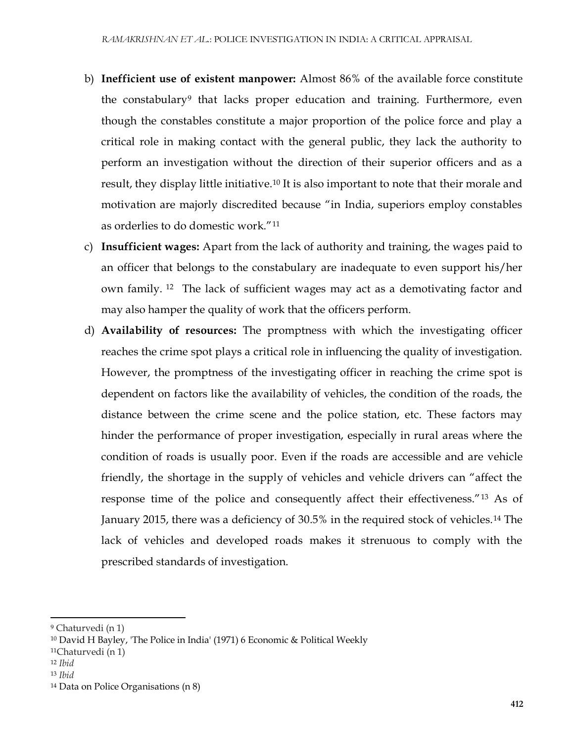b) **Inefficient use of existent manpower:** Almost 86% of the available force constitute the constabulary[9] that lacks proper education and training. Furthermore, even though the constables constitute a major proportion of the police force and play a critical role in making contact with the general public, they lack the authority to perform an investigation without the direction of their superior officers and as a result, they display little initiative.[10] It is also important to note that their morale and motivation are majorly discredited because "in India, superiors employ constables as orderlies to do domestic work."[11]

c) **Insufficient wages:** Apart from the lack of authority and training, the wages paid to an officer that belongs to the constabulary are inadequate to even support his/her own family. [12] The lack of sufficient wages may act as a demotivating factor and may also hamper the quality of work that the officers perform.

d) **Availability of resources:** The promptness with which the investigating officer reaches the crime spot plays a critical role in influencing the quality of investigation. However, the promptness of the investigating officer in reaching the crime spot is dependent on factors like the availability of vehicles, the condition of the roads, the distance between the crime scene and the police station, etc. These factors may hinder the performance of proper investigation, especially in rural areas where the condition of roads is usually poor. Even if the roads are accessible and are vehicle friendly, the shortage in the supply of vehicles and vehicle drivers can "affect the response time of the police and consequently affect their effectiveness."[13] As of January 2015, there was a deficiency of 30.5% in the required stock of vehicles.[14] The lack of vehicles and developed roads makes it strenuous to comply with the prescribed standards of investigation.

---

[9] Chaturvedi (n 1)

[10] David H Bayley, 'The Police in India' (1971) 6 Economic & Political Weekly

[11] Chaturvedi (n 1)

[12] *Ibid*

[13] *Ibid*

[14] Data on Police Organisations (n 8)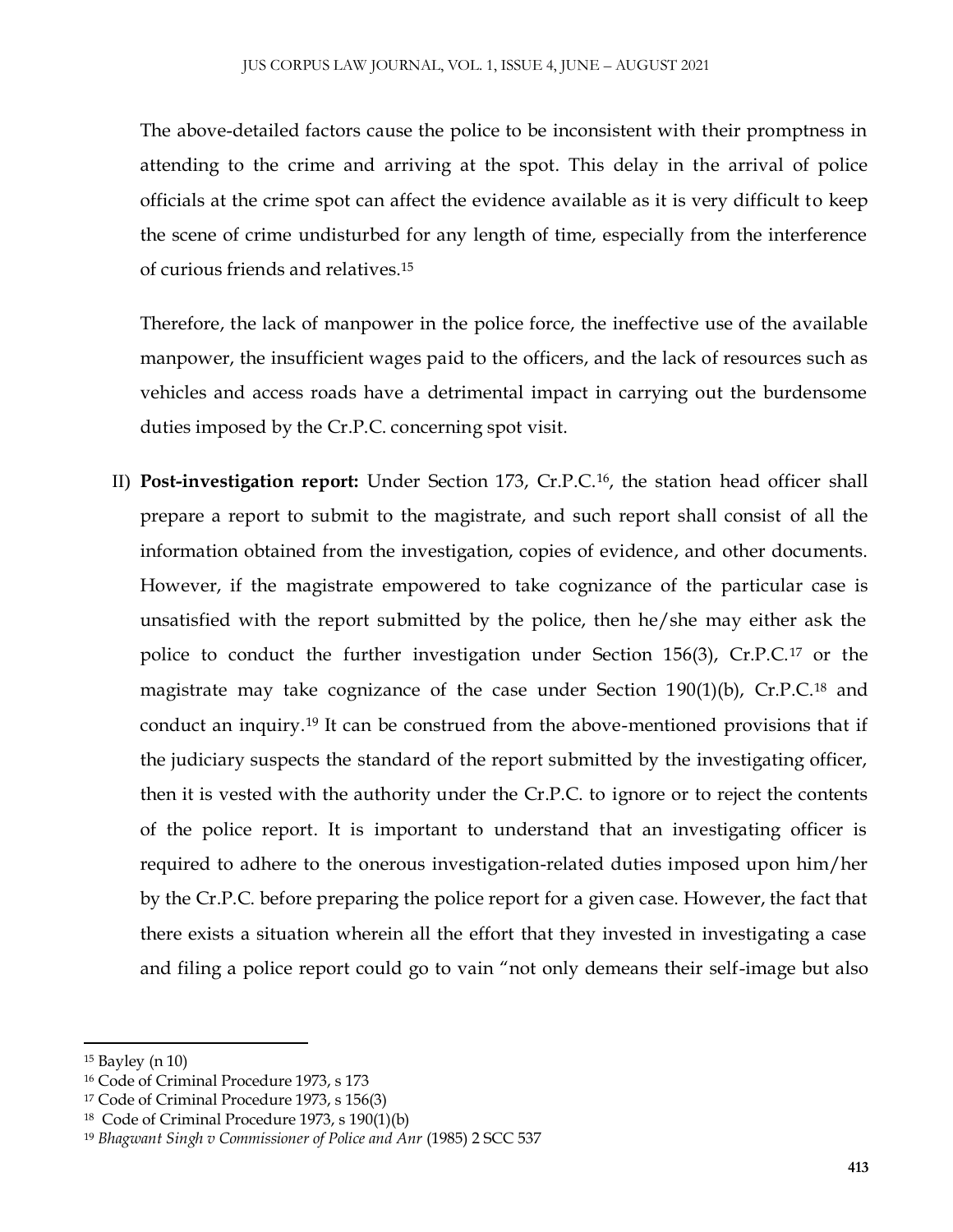The above-detailed factors cause the police to be inconsistent with their promptness in attending to the crime and arriving at the spot. This delay in the arrival of police officials at the crime spot can affect the evidence available as it is very difficult to keep the scene of crime undisturbed for any length of time, especially from the interference of curious friends and relatives.[15]

Therefore, the lack of manpower in the police force, the ineffective use of the available manpower, the insufficient wages paid to the officers, and the lack of resources such as vehicles and access roads have a detrimental impact in carrying out the burdensome duties imposed by the Cr.P.C. concerning spot visit.

II) **Post-investigation report:** Under Section 173, Cr.P.C.[16], the station head officer shall prepare a report to submit to the magistrate, and such report shall consist of all the information obtained from the investigation, copies of evidence, and other documents. However, if the magistrate empowered to take cognizance of the particular case is unsatisfied with the report submitted by the police, then he/she may either ask the police to conduct the further investigation under Section 156(3), Cr.P.C.[17] or the magistrate may take cognizance of the case under Section 190(1)(b), Cr.P.C.[18] and conduct an inquiry.[19] It can be construed from the above-mentioned provisions that if the judiciary suspects the standard of the report submitted by the investigating officer, then it is vested with the authority under the Cr.P.C. to ignore or to reject the contents of the police report. It is important to understand that an investigating officer is required to adhere to the onerous investigation-related duties imposed upon him/her by the Cr.P.C. before preparing the police report for a given case. However, the fact that there exists a situation wherein all the effort that they invested in investigating a case and filing a police report could go to vain "not only demeans their self-image but also

---

[15] Bayley (n 10)

[16] Code of Criminal Procedure 1973, s 173

[17] Code of Criminal Procedure 1973, s 156(3)

[18] Code of Criminal Procedure 1973, s 190(1)(b)

[19] *Bhagwant Singh v Commissioner of Police and Anr* (1985) 2 SCC 537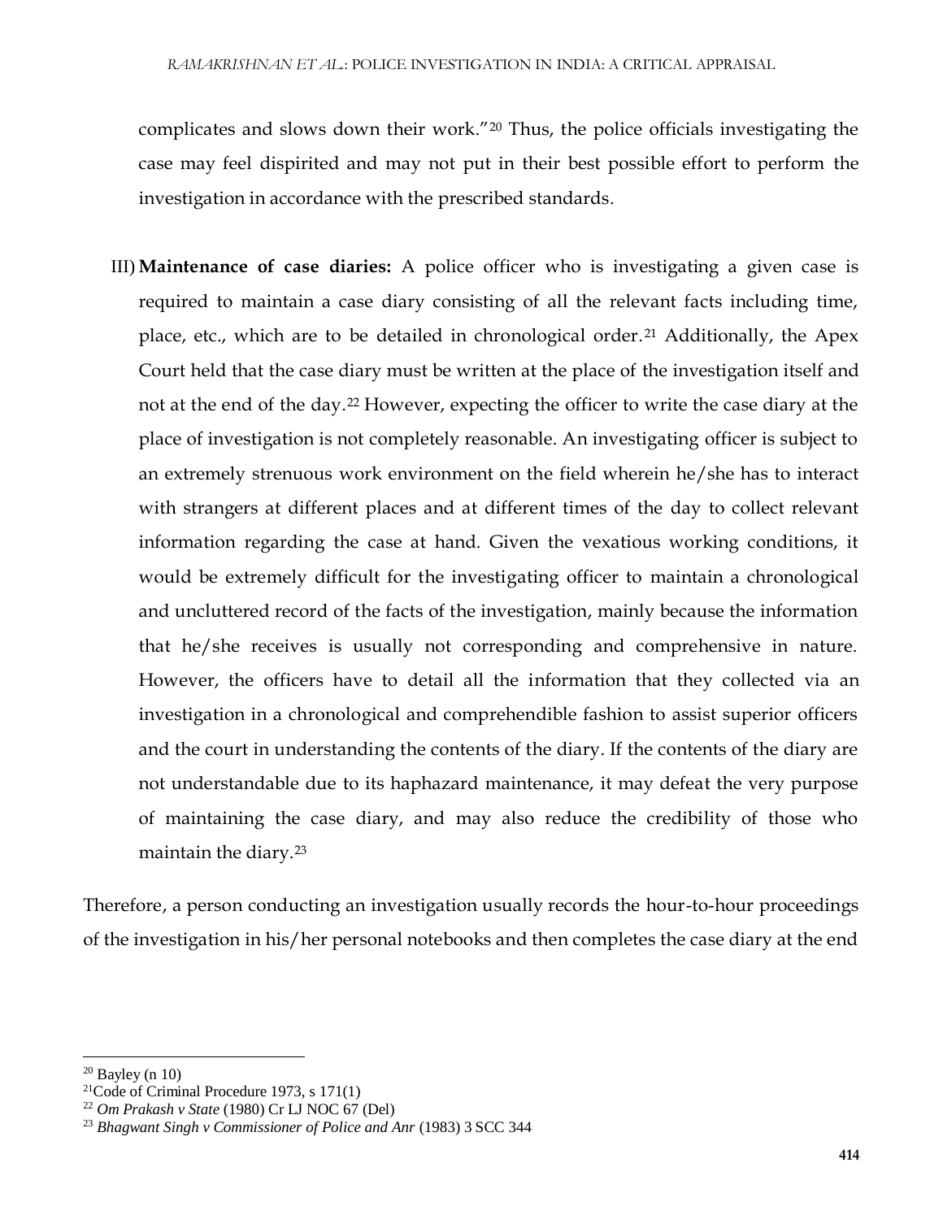complicates and slows down their work."[20] Thus, the police officials investigating the case may feel dispirited and may not put in their best possible effort to perform the investigation in accordance with the prescribed standards.

III) **Maintenance of case diaries:** A police officer who is investigating a given case is required to maintain a case diary consisting of all the relevant facts including time, place, etc., which are to be detailed in chronological order.[21] Additionally, the Apex Court held that the case diary must be written at the place of the investigation itself and not at the end of the day.[22] However, expecting the officer to write the case diary at the place of investigation is not completely reasonable. An investigating officer is subject to an extremely strenuous work environment on the field wherein he/she has to interact with strangers at different places and at different times of the day to collect relevant information regarding the case at hand. Given the vexatious working conditions, it would be extremely difficult for the investigating officer to maintain a chronological and uncluttered record of the facts of the investigation, mainly because the information that he/she receives is usually not corresponding and comprehensive in nature. However, the officers have to detail all the information that they collected via an investigation in a chronological and comprehendible fashion to assist superior officers and the court in understanding the contents of the diary. If the contents of the diary are not understandable due to its haphazard maintenance, it may defeat the very purpose of maintaining the case diary, and may also reduce the credibility of those who maintain the diary.[23]

Therefore, a person conducting an investigation usually records the hour-to-hour proceedings of the investigation in his/her personal notebooks and then completes the case diary at the end

---

[20] Bayley (n 10)

[21] Code of Criminal Procedure 1973, s 171(1)

[22] *Om Prakash v State* (1980) Cr LJ NOC 67 (Del)

[23] *Bhagwant Singh v Commissioner of Police and Anr* (1983) 3 SCC 344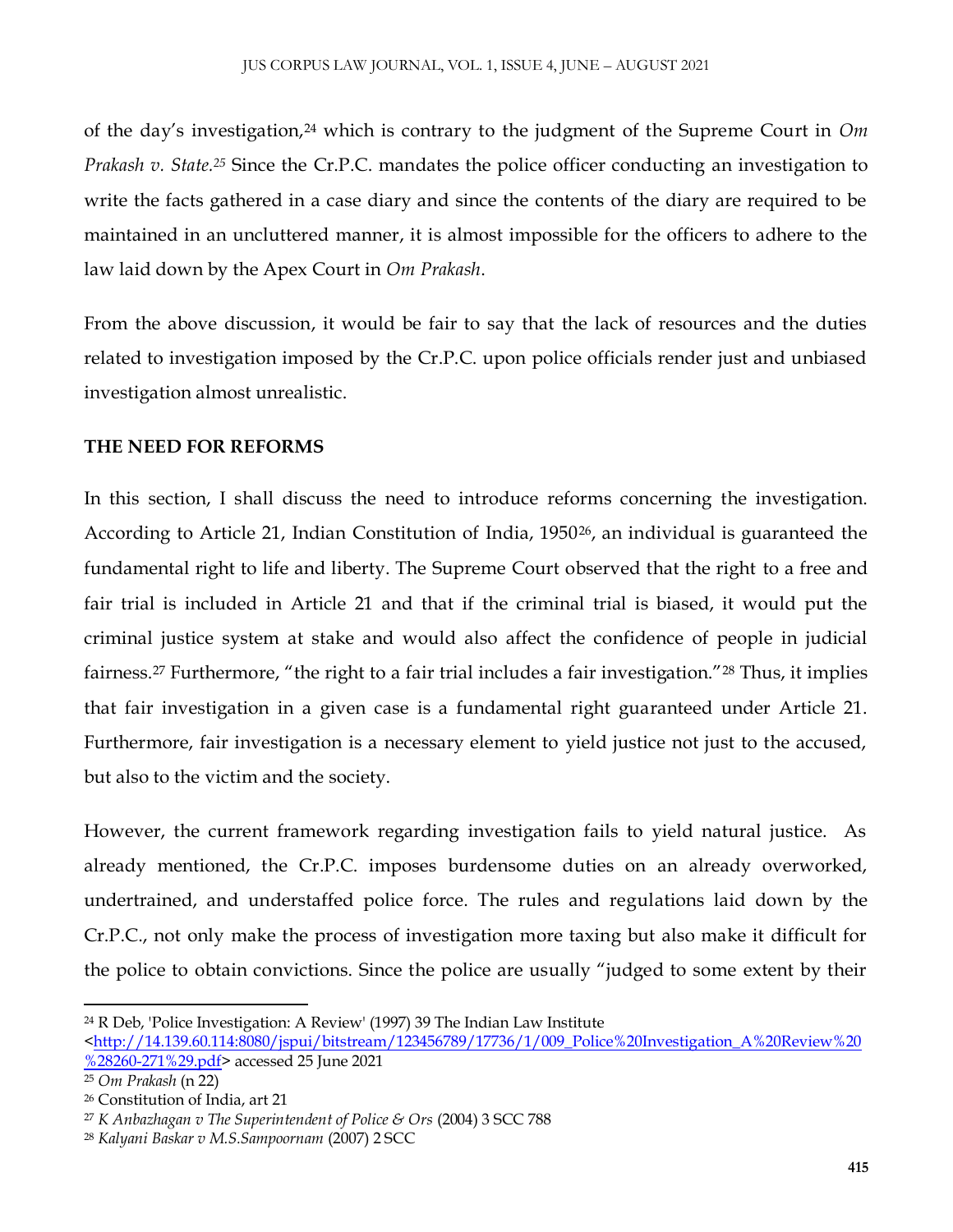of the day's investigation,[24] which is contrary to the judgment of the Supreme Court in *Om Prakash v. State.*[25] Since the Cr.P.C. mandates the police officer conducting an investigation to write the facts gathered in a case diary and since the contents of the diary are required to be maintained in an uncluttered manner, it is almost impossible for the officers to adhere to the law laid down by the Apex Court in *Om Prakash*.

From the above discussion, it would be fair to say that the lack of resources and the duties related to investigation imposed by the Cr.P.C. upon police officials render just and unbiased investigation almost unrealistic.

**THE NEED FOR REFORMS**

In this section, I shall discuss the need to introduce reforms concerning the investigation. According to Article 21, Indian Constitution of India, 1950[26], an individual is guaranteed the fundamental right to life and liberty. The Supreme Court observed that the right to a free and fair trial is included in Article 21 and that if the criminal trial is biased, it would put the criminal justice system at stake and would also affect the confidence of people in judicial fairness.[27] Furthermore, "the right to a fair trial includes a fair investigation."[28] Thus, it implies that fair investigation in a given case is a fundamental right guaranteed under Article 21. Furthermore, fair investigation is a necessary element to yield justice not just to the accused, but also to the victim and the society.

However, the current framework regarding investigation fails to yield natural justice. As already mentioned, the Cr.P.C. imposes burdensome duties on an already overworked, undertrained, and understaffed police force. The rules and regulations laid down by the Cr.P.C., not only make the process of investigation more taxing but also make it difficult for the police to obtain convictions. Since the police are usually "judged to some extent by their

---

[24] R Deb, 'Police Investigation: A Review' (1997) 39 The Indian Law Institute <http://14.139.60.114:8080/jspui/bitstream/123456789/17736/1/009_Police%20Investigation_A%20Review%20%28260-271%29.pdf> accessed 25 June 2021

[25] *Om Prakash* (n 22)

[26] Constitution of India, art 21

[27] *K Anbazhagan v The Superintendent of Police & Ors* (2004) 3 SCC 788

[28] *Kalyani Baskar v M.S.Sampoornam* (2007) 2 SCC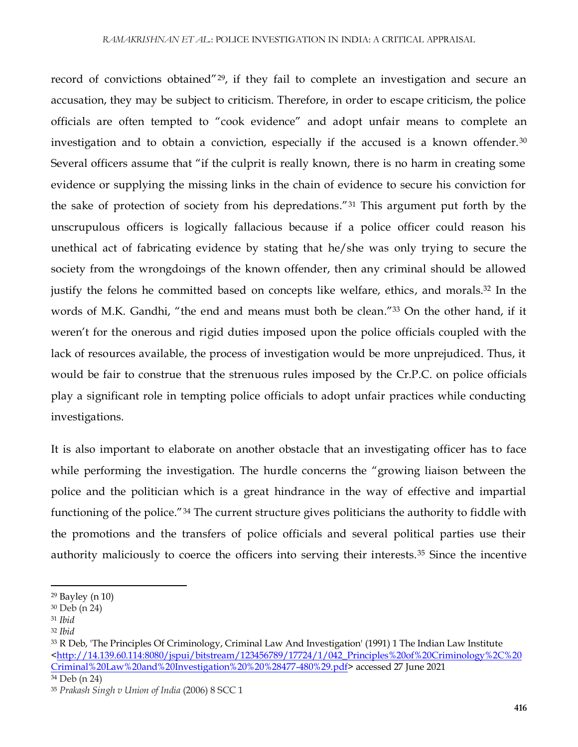record of convictions obtained"[29], if they fail to complete an investigation and secure an accusation, they may be subject to criticism. Therefore, in order to escape criticism, the police officials are often tempted to "cook evidence" and adopt unfair means to complete an investigation and to obtain a conviction, especially if the accused is a known offender.[30] Several officers assume that "if the culprit is really known, there is no harm in creating some evidence or supplying the missing links in the chain of evidence to secure his conviction for the sake of protection of society from his depredations."[31] This argument put forth by the unscrupulous officers is logically fallacious because if a police officer could reason his unethical act of fabricating evidence by stating that he/she was only trying to secure the society from the wrongdoings of the known offender, then any criminal should be allowed justify the felons he committed based on concepts like welfare, ethics, and morals.[32] In the words of M.K. Gandhi, "the end and means must both be clean."[33] On the other hand, if it weren't for the onerous and rigid duties imposed upon the police officials coupled with the lack of resources available, the process of investigation would be more unprejudiced. Thus, it would be fair to construe that the strenuous rules imposed by the Cr.P.C. on police officials play a significant role in tempting police officials to adopt unfair practices while conducting investigations.

It is also important to elaborate on another obstacle that an investigating officer has to face while performing the investigation. The hurdle concerns the "growing liaison between the police and the politician which is a great hindrance in the way of effective and impartial functioning of the police."[34] The current structure gives politicians the authority to fiddle with the promotions and the transfers of police officials and several political parties use their authority maliciously to coerce the officers into serving their interests.[35] Since the incentive

---

[29] Bayley (n 10)

[30] Deb (n 24)

[31] *Ibid*

[32] *Ibid*

[33] R Deb, 'The Principles Of Criminology, Criminal Law And Investigation' (1991) 1 The Indian Law Institute <http://14.139.60.114:8080/jspui/bitstream/123456789/17724/1/042_Principles%20of%20Criminology%2C%20Criminal%20Law%20and%20Investigation%20%20%28477-480%29.pdf> accessed 27 June 2021

[34] Deb (n 24)

[35] *Prakash Singh v Union of India* (2006) 8 SCC 1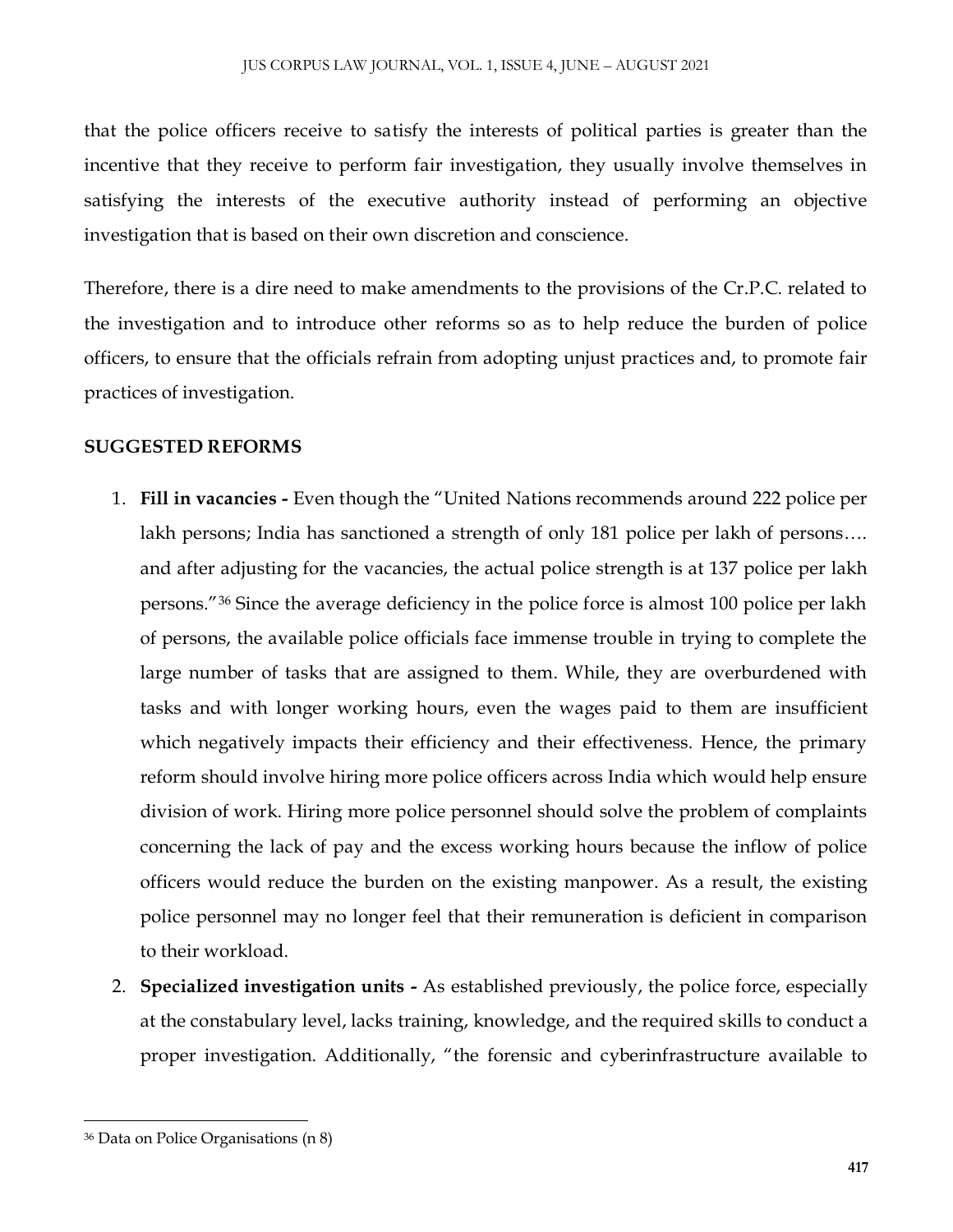that the police officers receive to satisfy the interests of political parties is greater than the incentive that they receive to perform fair investigation, they usually involve themselves in satisfying the interests of the executive authority instead of performing an objective investigation that is based on their own discretion and conscience.

Therefore, there is a dire need to make amendments to the provisions of the Cr.P.C. related to the investigation and to introduce other reforms so as to help reduce the burden of police officers, to ensure that the officials refrain from adopting unjust practices and, to promote fair practices of investigation.

**SUGGESTED REFORMS**

1. **Fill in vacancies -** Even though the "United Nations recommends around 222 police per lakh persons; India has sanctioned a strength of only 181 police per lakh of persons…. and after adjusting for the vacancies, the actual police strength is at 137 police per lakh persons."[36] Since the average deficiency in the police force is almost 100 police per lakh of persons, the available police officials face immense trouble in trying to complete the large number of tasks that are assigned to them. While, they are overburdened with tasks and with longer working hours, even the wages paid to them are insufficient which negatively impacts their efficiency and their effectiveness. Hence, the primary reform should involve hiring more police officers across India which would help ensure division of work. Hiring more police personnel should solve the problem of complaints concerning the lack of pay and the excess working hours because the inflow of police officers would reduce the burden on the existing manpower. As a result, the existing police personnel may no longer feel that their remuneration is deficient in comparison to their workload.
2. **Specialized investigation units -** As established previously, the police force, especially at the constabulary level, lacks training, knowledge, and the required skills to conduct a proper investigation. Additionally, "the forensic and cyberinfrastructure available to

---

[36] Data on Police Organisations (n 8)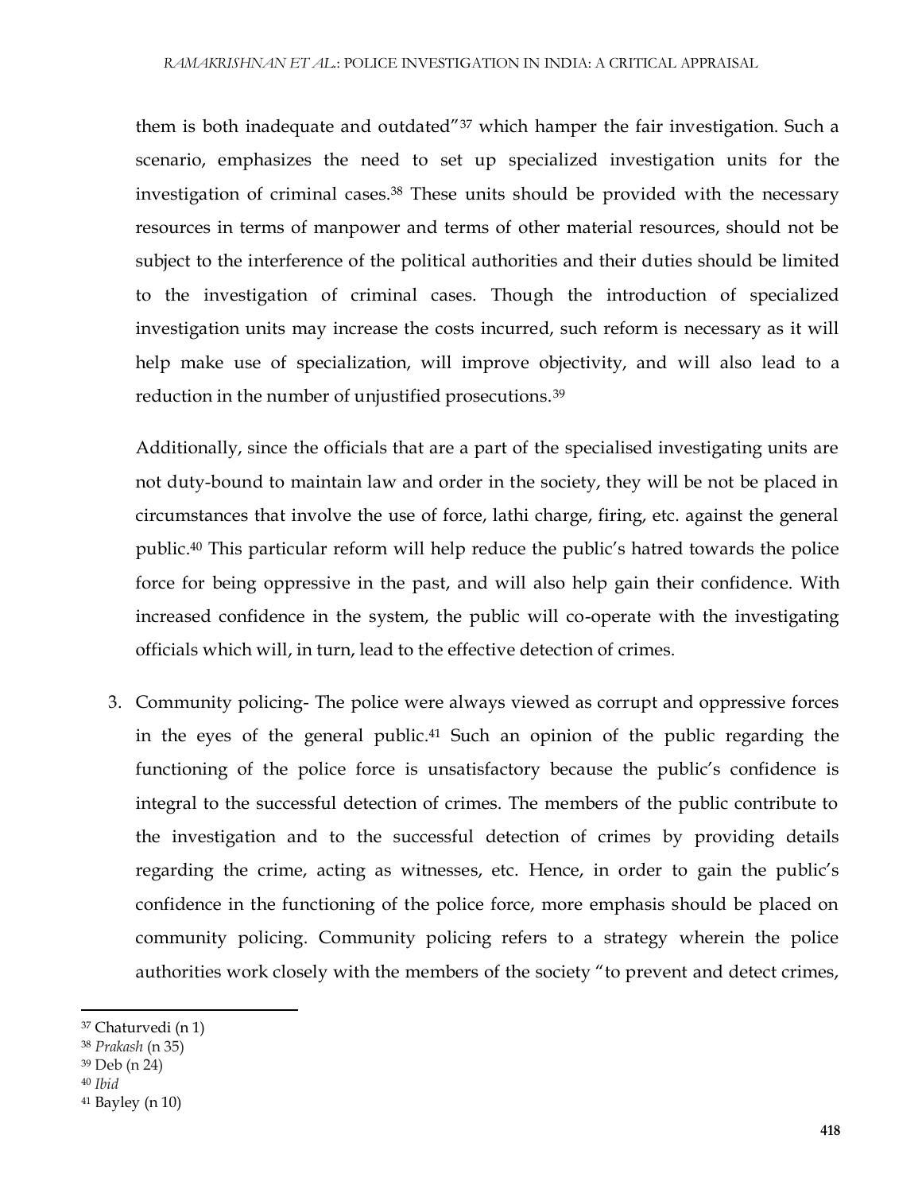them is both inadequate and outdated"[37] which hamper the fair investigation. Such a scenario, emphasizes the need to set up specialized investigation units for the investigation of criminal cases.[38] These units should be provided with the necessary resources in terms of manpower and terms of other material resources, should not be subject to the interference of the political authorities and their duties should be limited to the investigation of criminal cases. Though the introduction of specialized investigation units may increase the costs incurred, such reform is necessary as it will help make use of specialization, will improve objectivity, and will also lead to a reduction in the number of unjustified prosecutions.[39]

Additionally, since the officials that are a part of the specialised investigating units are not duty-bound to maintain law and order in the society, they will be not be placed in circumstances that involve the use of force, lathi charge, firing, etc. against the general public.[40] This particular reform will help reduce the public's hatred towards the police force for being oppressive in the past, and will also help gain their confidence. With increased confidence in the system, the public will co-operate with the investigating officials which will, in turn, lead to the effective detection of crimes.

3. Community policing- The police were always viewed as corrupt and oppressive forces in the eyes of the general public.[41] Such an opinion of the public regarding the functioning of the police force is unsatisfactory because the public's confidence is integral to the successful detection of crimes. The members of the public contribute to the investigation and to the successful detection of crimes by providing details regarding the crime, acting as witnesses, etc. Hence, in order to gain the public's confidence in the functioning of the police force, more emphasis should be placed on community policing. Community policing refers to a strategy wherein the police authorities work closely with the members of the society "to prevent and detect crimes,

---

[37] Chaturvedi (n 1)

[38] *Prakash* (n 35)

[39] Deb (n 24)

[40] *Ibid*

[41] Bayley (n 10)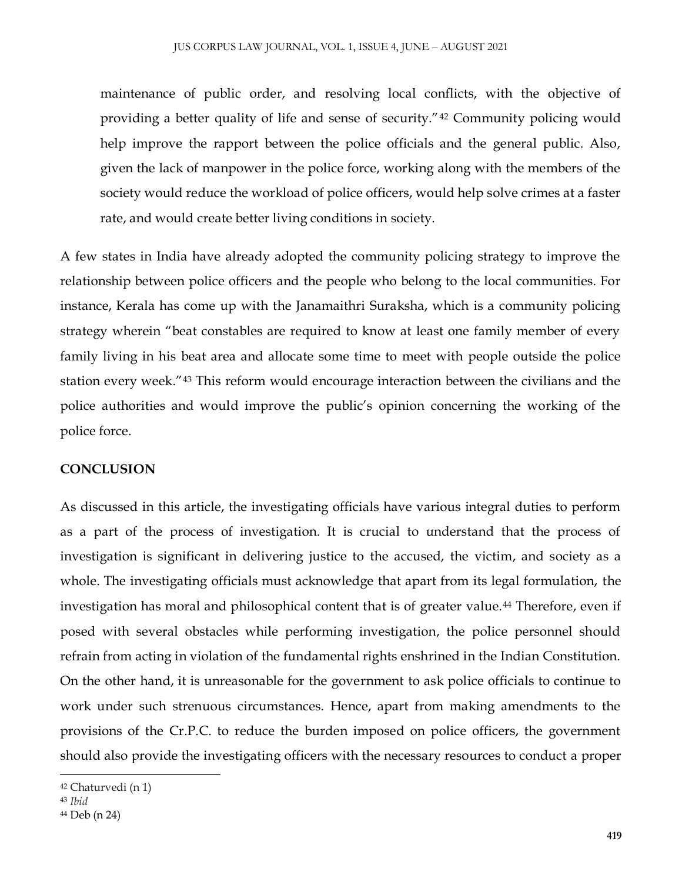maintenance of public order, and resolving local conflicts, with the objective of providing a better quality of life and sense of security."[42] Community policing would help improve the rapport between the police officials and the general public. Also, given the lack of manpower in the police force, working along with the members of the society would reduce the workload of police officers, would help solve crimes at a faster rate, and would create better living conditions in society.

A few states in India have already adopted the community policing strategy to improve the relationship between police officers and the people who belong to the local communities. For instance, Kerala has come up with the Janamaithri Suraksha, which is a community policing strategy wherein "beat constables are required to know at least one family member of every family living in his beat area and allocate some time to meet with people outside the police station every week."[43] This reform would encourage interaction between the civilians and the police authorities and would improve the public's opinion concerning the working of the police force.

**CONCLUSION**

As discussed in this article, the investigating officials have various integral duties to perform as a part of the process of investigation. It is crucial to understand that the process of investigation is significant in delivering justice to the accused, the victim, and society as a whole. The investigating officials must acknowledge that apart from its legal formulation, the investigation has moral and philosophical content that is of greater value.[44] Therefore, even if posed with several obstacles while performing investigation, the police personnel should refrain from acting in violation of the fundamental rights enshrined in the Indian Constitution. On the other hand, it is unreasonable for the government to ask police officials to continue to work under such strenuous circumstances. Hence, apart from making amendments to the provisions of the Cr.P.C. to reduce the burden imposed on police officers, the government should also provide the investigating officers with the necessary resources to conduct a proper

---

[42] Chaturvedi (n 1)

[43] *Ibid*

[44] Deb (n 24)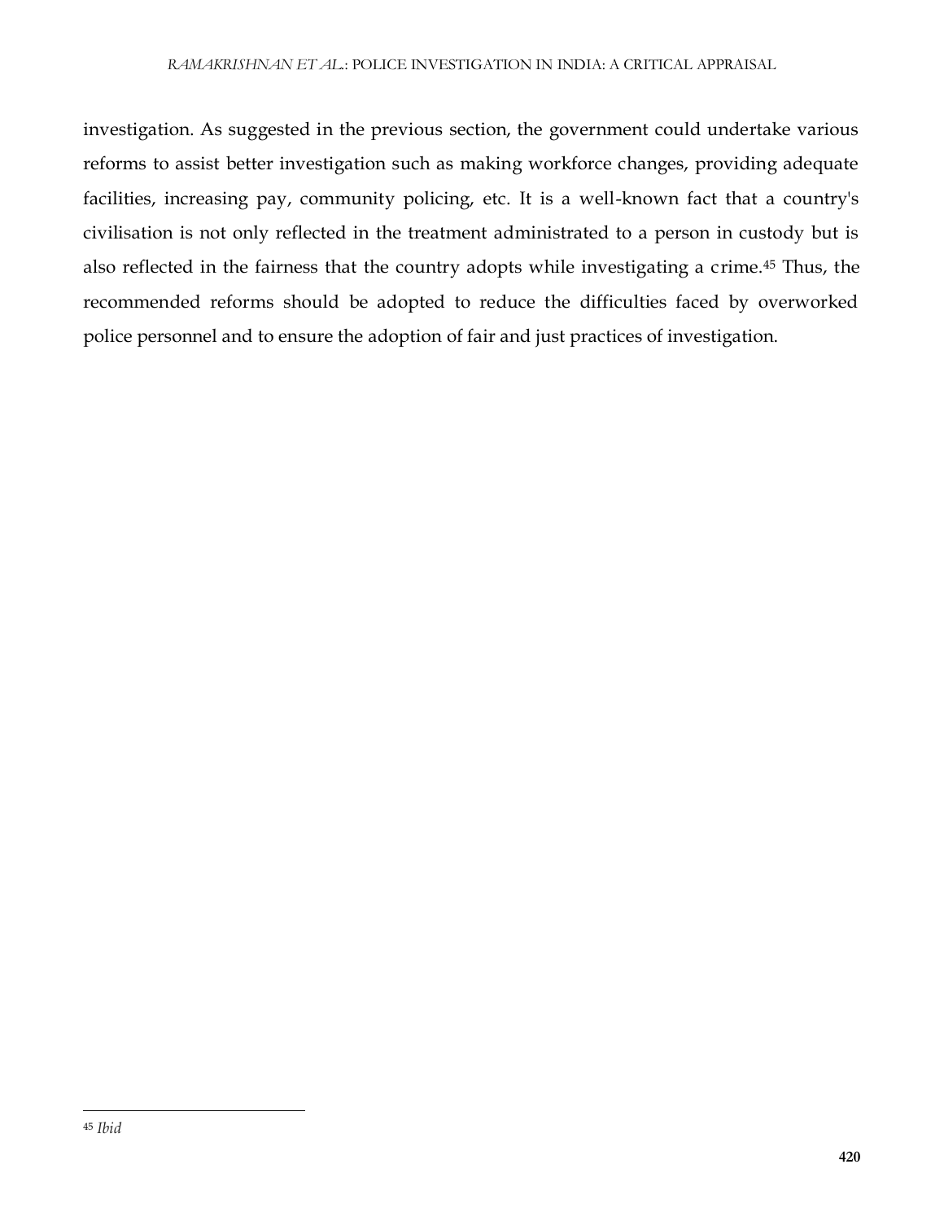investigation. As suggested in the previous section, the government could undertake various reforms to assist better investigation such as making workforce changes, providing adequate facilities, increasing pay, community policing, etc. It is a well-known fact that a country's civilisation is not only reflected in the treatment administrated to a person in custody but is also reflected in the fairness that the country adopts while investigating a crime.[45] Thus, the recommended reforms should be adopted to reduce the difficulties faced by overworked police personnel and to ensure the adoption of fair and just practices of investigation.

---

[45] *Ibid*